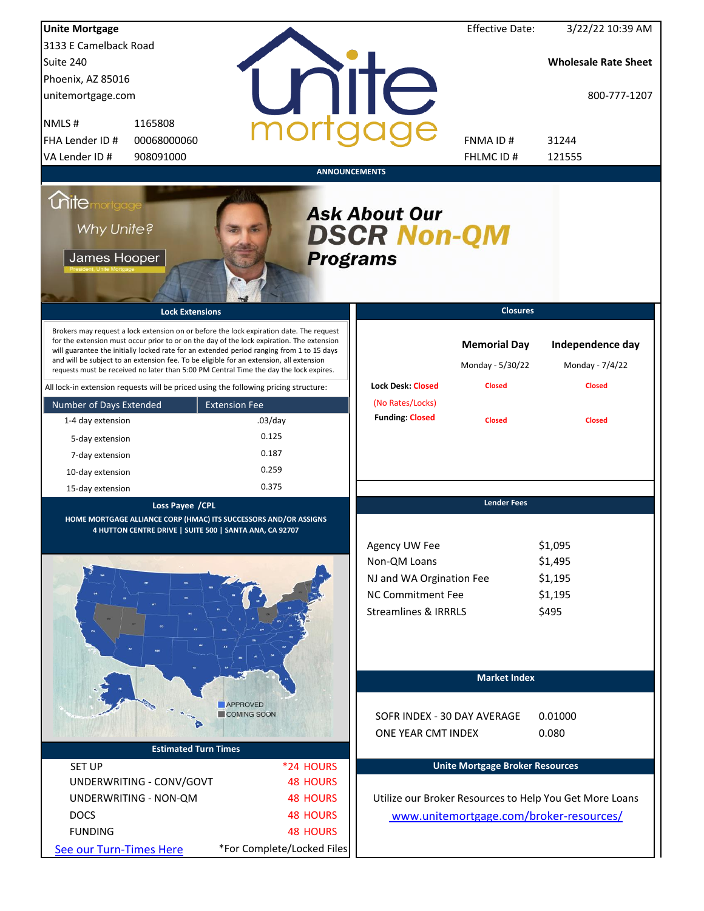**Unite Mortgage**
3133 E Camelback Road
Suite 240
Phoenix, AZ 85016
unitemortgage.com

| | |
|---|---|
| NMLS # | 1165808 |
| FHA Lender ID # | 00068000060 |
| VA Lender ID # | 908091000 |

Effective Date: 3/22/22 10:39 AM

**Wholesale Rate Sheet**

800-777-1207

| | |
|---|---|
| FNMA ID # | 31244 |
| FHLMC ID # | 121555 |

## ANNOUNCEMENTS

Why Unite?
James Hooper
President, Unite Mortgage

***Ask About Our DSCR Non-QM Programs***

## Lock Extensions

Brokers may request a lock extension on or before the lock expiration date. The request for the extension must occur prior to or on the day of the lock expiration. The extension will guarantee the initially locked rate for an extended period ranging from 1 to 15 days and will be subject to an extension fee. To be eligible for an extension, all extension requests must be received no later than 5:00 PM Central Time the day the lock expires.

All lock-in extension requests will be priced using the following pricing structure:

| Number of Days Extended | Extension Fee |
|---|---|
| 1-4 day extension | .03/day |
| 5-day extension | 0.125 |
| 7-day extension | 0.187 |
| 10-day extension | 0.259 |
| 15-day extension | 0.375 |

## Closures

| | Memorial Day | Independence day |
|---|---|---|
| | Monday - 5/30/22 | Monday - 7/4/22 |
| Lock Desk: Closed (No Rates/Locks) | Closed | Closed |
| Funding: Closed | Closed | Closed |

## Loss Payee /CPL

HOME MORTGAGE ALLIANCE CORP (HMAC) ITS SUCCESSORS AND/OR ASSIGNS
4 HUTTON CENTRE DRIVE | SUITE 500 | SANTA ANA, CA 92707

APPROVED
COMING SOON

## Lender Fees

| | |
|---|---|
| Agency UW Fee | $1,095 |
| Non-QM Loans | $1,495 |
| NJ and WA Orgination Fee | $1,195 |
| NC Commitment Fee | $1,195 |
| Streamlines & IRRRLS | $495 |

## Market Index

| | |
|---|---|
| SOFR INDEX - 30 DAY AVERAGE | 0.01000 |
| ONE YEAR CMT INDEX | 0.080 |

## Estimated Turn Times

| | |
|---|---|
| SET UP | *24 HOURS |
| UNDERWRITING - CONV/GOVT | 48 HOURS |
| UNDERWRITING - NON-QM | 48 HOURS |
| DOCS | 48 HOURS |
| FUNDING | 48 HOURS |

See our Turn-Times Here

*For Complete/Locked Files

## Unite Mortgage Broker Resources

Utilize our Broker Resources to Help You Get More Loans
www.unitemortgage.com/broker-resources/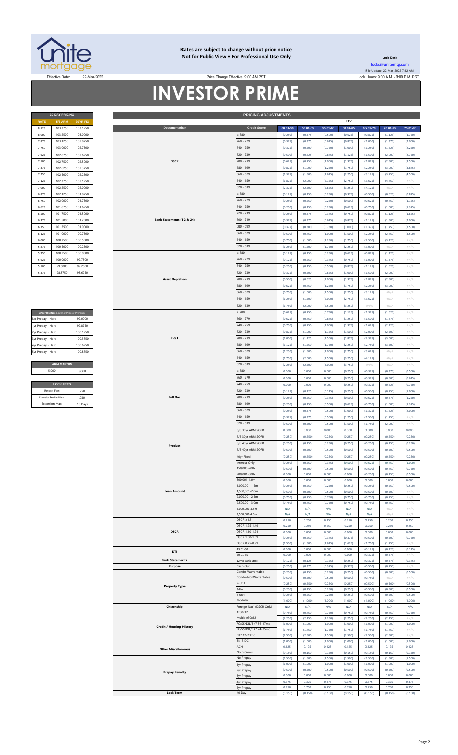**Rates are subject to change without prior notice**
**Not for Public View • For Professional Use Only**

**Lock Desk**
locks@unitemtg.com
File Update: 22-Mar-2022 7:12 AM
Lock Hours: 9:00 A.M. - 3:00 P.M. PST

Effective Date: 22-Mar-2022

Price Change Effective: 9:00 AM PST

# INVESTOR PRIME

| 30 DAY PRICING | | |
|---|---|---|
| RATE | 5/6 ARM | 30YR FIX |
| 8.125 | 103.3750 | 103.1250 |
| 8.000 | 103.2500 | 103.0000 |
| 7.875 | 103.1250 | 102.8750 |
| 7.750 | 103.0000 | 102.7500 |
| 7.625 | 102.8750 | 102.6250 |
| 7.500 | 102.7500 | 102.5000 |
| 7.375 | 102.6250 | 102.3750 |
| 7.250 | 102.5000 | 102.2500 |
| 7.125 | 102.3750 | 102.1250 |
| 7.000 | 102.2500 | 102.0000 |
| 6.875 | 102.1250 | 101.8750 |
| 6.750 | 102.0000 | 101.7500 |
| 6.625 | 101.8750 | 101.6250 |
| 6.500 | 101.7500 | 101.5000 |
| 6.375 | 101.5000 | 101.2500 |
| 6.250 | 101.2500 | 101.0000 |
| 6.125 | 101.0000 | 100.7500 |
| 6.000 | 100.7500 | 100.5000 |
| 5.875 | 100.5000 | 100.2500 |
| 5.750 | 100.2500 | 100.0000 |
| 5.625 | 100.0000 | 99.7500 |
| 5.500 | 99.5000 | 99.2500 |
| 5.375 | 98.8750 | 98.6250 |

| MAX PRICING (Lower of Price or Premium) | |
|---|---|
| No Prepay - Hard | 99.0000 |
| 1yr Prepay - Hard | 99.8750 |
| 2yr Prepay - Hard | 100.1250 |
| 3yr Prepay - Hard | 100.3750 |
| 4yr Prepay - Hard | 100.6250 |
| 5yr Prepay - Hard | 100.8750 |

| ARM MARGIN | |
|---|---|
| 5.000 | SOFR |

| LOCK FEES | |
|---|---|
| Relock Fee: | .250 |
| Extension Fee Per Diem: | .030 |
| Extension Max: | 15 Days |

| PRICING ADJUSTMENTS | | | | | | | | |
|---|---|---|---|---|---|---|---|---|
| | | LTV | | | | | | |
| Documentation | Credit Score | 00.01-50 | 50.01-55 | 55.01-60 | 60.01-65 | 65.01-70 | 70.01-75 | 75.01-80 |
| DSCR | ≥ 780 | (0.250) | (0.375) | (0.500) | (0.625) | (0.875) | (1.125) | (1.750) |
| | 760 - 779 | (0.375) | (0.375) | (0.625) | (0.875) | (1.000) | (1.375) | (2.000) |
| | 740 - 759 | (0.375) | (0.500) | (0.750) | (1.000) | (1.250) | (1.625) | (2.250) |
| | 720 - 739 | (0.500) | (0.625) | (0.875) | (1.125) | (1.500) | (2.000) | (2.750) |
| | 700 - 719 | (0.625) | (0.750) | (1.000) | (1.375) | (1.875) | (2.500) | (3.500) |
| | 680 - 699 | (0.875) | (1.000) | (1.250) | (1.750) | (2.250) | (3.000) | (3.875) |
| | 660 - 679 | (1.375) | (1.500) | (1.625) | (2.250) | (3.125) | (3.750) | (4.500) |
| | 640 - 659 | (1.875) | (2.000) | (2.125) | (2.750) | (3.625) | (4.750) | #N/A |
| | 620 - 639 | (2.375) | (2.500) | (2.625) | (3.250) | (4.125) | #N/A | #N/A |
| Bank Statements (12 & 24) | ≥ 780 | (0.125) | (0.250) | (0.250) | (0.375) | (0.500) | (0.625) | (0.875) |
| | 760 - 779 | (0.250) | (0.250) | (0.250) | (0.500) | (0.625) | (0.750) | (1.125) |
| | 740 - 759 | (0.250) | (0.250) | (0.250) | (0.625) | (0.750) | (1.000) | (1.375) |
| | 720 - 739 | (0.250) | (0.375) | (0.375) | (0.750) | (0.875) | (1.125) | (1.625) |
| | 700 - 719 | (0.375) | (0.375) | (0.625) | (0.875) | (1.125) | (1.500) | (2.000) |
| | 680 - 699 | (0.375) | (0.500) | (0.750) | (1.000) | (1.375) | (1.750) | (2.500) |
| | 660 - 679 | (0.500) | (0.750) | (1.000) | (1.500) | (2.250) | (2.750) | (3.500) |
| | 640 - 659 | (0.750) | (1.000) | (1.250) | (1.750) | (2.500) | (3.125) | #N/A |
| | 620 - 639 | (1.250) | (1.500) | (1.750) | (2.250) | (3.000) | #N/A | #N/A |
| Asset Depletion | ≥ 780 | (0.125) | (0.250) | (0.250) | (0.625) | (0.875) | (1.125) | #N/A |
| | 760 - 779 | (0.125) | (0.250) | (0.375) | (0.750) | (1.000) | (1.375) | #N/A |
| | 740 - 759 | (0.250) | (0.250) | (0.500) | (0.875) | (1.125) | (1.625) | #N/A |
| | 720 - 739 | (0.375) | (0.500) | (0.625) | (1.000) | (1.500) | (2.000) | #N/A |
| | 700 - 719 | (0.500) | (0.625) | (1.000) | (1.375) | (1.875) | (2.500) | #N/A |
| | 680 - 699 | (0.625) | (0.750) | (1.250) | (1.750) | (2.250) | (3.000) | #N/A |
| | 660 - 679 | (0.750) | (1.000) | (1.500) | (2.250) | (3.125) | #N/A | #N/A |
| | 640 - 659 | (1.250) | (1.500) | (2.000) | (2.750) | (3.625) | #N/A | #N/A |
| | 620 - 639 | (1.750) | (2.000) | (2.500) | (3.250) | #N/A | #N/A | #N/A |
| P & L | ≥ 780 | (0.625) | (0.750) | (0.750) | (1.125) | (1.375) | (1.625) | #N/A |
| | 760 - 779 | (0.625) | (0.750) | (0.875) | (1.250) | (1.500) | (1.875) | #N/A |
| | 740 - 759 | (0.750) | (0.750) | (1.000) | (1.375) | (1.625) | (2.125) | #N/A |
| | 720 - 739 | (0.875) | (1.000) | (1.125) | (1.500) | (2.000) | (2.500) | #N/A |
| | 700 - 719 | (1.000) | (1.125) | (1.500) | (1.875) | (2.375) | (3.000) | #N/A |
| | 680 - 699 | (1.125) | (1.250) | (1.750) | (2.250) | (2.750) | (3.500) | #N/A |
| | 660 - 679 | (1.250) | (1.500) | (2.000) | (2.750) | (3.625) | #N/A | #N/A |
| | 640 - 659 | (1.750) | (2.000) | (2.500) | (3.250) | (4.125) | #N/A | #N/A |
| | 620 - 639 | (2.250) | (2.500) | (3.000) | (3.750) | #N/A | #N/A | #N/A |
| Full Doc | ≥ 780 | 0.000 | 0.000 | 0.000 | (0.250) | (0.375) | (0.375) | (0.500) |
| | 760 - 779 | 0.000 | 0.000 | 0.000 | (0.250) | (0.375) | (0.500) | (0.625) |
| | 740 - 759 | 0.000 | 0.000 | 0.000 | (0.250) | (0.375) | (0.625) | (0.750) |
| | 720 - 739 | (0.125) | (0.125) | (0.125) | (0.250) | (0.500) | (0.750) | (1.000) |
| | 700 - 719 | (0.250) | (0.250) | (0.375) | (0.500) | (0.625) | (0.875) | (1.250) |
| | 680 - 699 | (0.250) | (0.250) | (0.500) | (0.625) | (0.750) | (1.000) | (1.375) |
| | 660 - 679 | (0.250) | (0.375) | (0.500) | (1.000) | (1.375) | (1.625) | (2.000) |
| | 640 - 659 | (0.375) | (0.375) | (0.500) | (1.250) | (1.500) | (1.750) | #N/A |
| | 620 - 639 | (0.500) | (0.500) | (0.500) | (1.500) | (1.750) | (2.000) | #N/A |
| Product | 5/6 30yr ARM SOFR | 0.000 | 0.000 | 0.000 | 0.000 | 0.000 | 0.000 | 0.000 |
| | 7/6 30yr ARM SOFR | (0.250) | (0.250) | (0.250) | (0.250) | (0.250) | (0.250) | (0.250) |
| | 5/6 40yr ARM SOFR | (0.250) | (0.250) | (0.250) | (0.250) | (0.250) | (0.250) | (0.250) |
| | 7/6 40yr ARM SOFR | (0.500) | (0.500) | (0.500) | (0.500) | (0.500) | (0.500) | (0.500) |
| | 40yr Fixed | (0.250) | (0.250) | (0.250) | (0.250) | (0.250) | (0.250) | (0.250) |
| | Interest-Only | (0.250) | (0.250) | (0.375) | (0.500) | (0.625) | (0.750) | (1.000) |
| Loan Amount | 150,000-200k | (0.500) | (0.500) | (0.500) | (0.500) | (0.500) | (0.750) | (0.750) |
| | 200,001-300k | 0.000 | 0.000 | 0.000 | 0.000 | (0.250) | (0.250) | (0.500) |
| | 300,001-1.0m | 0.000 | 0.000 | 0.000 | 0.000 | 0.000 | 0.000 | 0.000 |
| | 1,000,001-1.5m | (0.250) | (0.250) | (0.250) | (0.250) | (0.250) | (0.250) | (0.500) |
| | 1,500,001-2.0m | (0.500) | (0.500) | (0.500) | (0.500) | (0.500) | (0.500) | #N/A |
| | 2,000,001-2.5m | (0.750) | (0.750) | (0.750) | (0.750) | (0.750) | (0.750) | #N/A |
| | 2,500,001-3.0m | (0.750) | (0.750) | (0.750) | (0.750) | (0.750) | (0.750) | #N/A |
| | 3,000,001-3.5m | N/A | N/A | N/A | N/A | N/A | #N/A | #N/A |
| | 3,500,001-4.0m | N/A | N/A | N/A | N/A | N/A | #N/A | #N/A |
| DSCR | DSCR ≥1.5 | 0.250 | 0.250 | 0.250 | 0.250 | 0.250 | 0.250 | 0.250 |
| | DSCR 1.25-1.49 | 0.250 | 0.250 | 0.250 | 0.250 | 0.250 | 0.250 | 0.250 |
| | DSCR 1.10-1.24 | 0.000 | 0.000 | 0.000 | 0.000 | 0.000 | 0.000 | 0.000 |
| | DSCR 1.00-1.09 | (0.250) | (0.250) | (0.375) | (0.375) | (0.500) | (0.500) | (0.750) |
| | DSCR 0.75-0.99 | (1.500) | (1.500) | (1.625) | (1.625) | (1.750) | (1.750) | #N/A |
| DTI | 43.01-50 | 0.000 | 0.000 | 0.000 | 0.000 | (0.125) | (0.125) | (0.125) |
| | 50.01-55 | 0.000 | 0.000 | 0.000 | 0.000 | (0.375) | (0.375) | #N/A |
| Bank Statements | 12mo Bank Stmt | (0.125) | (0.125) | (0.125) | (0.250) | (0.375) | (0.375) | (0.375) |
| Purpose | Cash-Out | (0.250) | (0.375) | (0.375) | (0.375) | (0.500) | (0.750) | #N/A |
| Property Type | Condo-Warrantable | (0.250) | (0.250) | (0.250) | (0.250) | (0.500) | (0.500) | (0.500) |
| | Condo-NonWarrantable | (0.500) | (0.500) | (0.500) | (0.500) | (0.750) | #N/A | #N/A |
| | 2-Unit | (0.250) | (0.250) | (0.250) | (0.250) | (0.500) | (0.500) | (0.500) |
| | 3-Unit | (0.250) | (0.250) | (0.250) | (0.250) | (0.500) | (0.500) | (0.500) |
| | 4-Unit | (0.250) | (0.250) | (0.250) | (0.250) | (0.500) | (0.500) | (0.500) |
| | Modular | (1.000) | (1.000) | (1.000) | (1.000) | (1.000) | (1.000) | (1.000) |
| Citizenship | Foreign Nat'l (DSCR Only) | N/A | N/A | N/A | N/A | N/A | N/A | N/A |
| Credit / Housing History | 1x30x12 | (0.750) | (0.750) | (0.750) | (0.750) | (0.750) | (0.750) | (0.750) |
| | Multiple30x12 | (2.250) | (2.250) | (2.250) | (2.250) | (2.250) | (2.250) | #N/A |
| | FC/SS/DIL/BK7 36-47mo | (1.000) | (1.000) | (1.000) | (1.000) | (1.000) | (1.000) | (1.000) |
| | FC/SS/DIL/BK7 24-35mo | (1.750) | (1.750) | (1.750) | (1.750) | (1.750) | (1.750) | #N/A |
| | BK7 12-23mo | (2.500) | (2.500) | (2.500) | (2.500) | (2.500) | (2.500) | #N/A |
| | BK13 DC | (1.000) | (1.000) | (1.000) | (1.000) | (1.000) | (1.000) | (1.000) |
| Other Miscellaneous | ACH | 0.125 | 0.125 | 0.125 | 0.125 | 0.125 | 0.125 | 0.125 |
| | No Escrows | (0.150) | (0.150) | (0.150) | (0.150) | (0.150) | (0.150) | (0.150) |
| Prepay Penalty | No Prepay | (1.500) | (1.500) | (1.500) | (1.500) | (1.500) | (1.500) | (1.500) |
| | 1yr Prepay | (1.000) | (1.000) | (1.000) | (1.000) | (1.000) | (1.000) | (1.000) |
| | 2yr Prepay | (0.500) | (0.500) | (0.500) | (0.500) | (0.500) | (0.500) | (0.500) |
| | 3yr Prepay | 0.000 | 0.000 | 0.000 | 0.000 | 0.000 | 0.000 | 0.000 |
| | 4yr Prepay | 0.375 | 0.375 | 0.375 | 0.375 | 0.375 | 0.375 | 0.375 |
| | 5yr Prepay | 0.750 | 0.750 | 0.750 | 0.750 | 0.750 | 0.750 | 0.750 |
| Lock Term | 40 Day | (0.150) | (0.150) | (0.150) | (0.150) | (0.150) | (0.150) | (0.150) |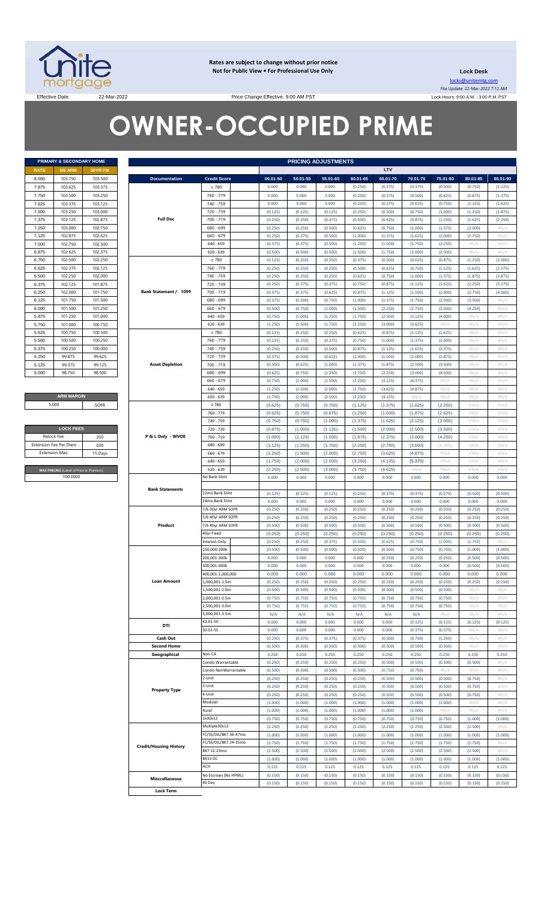Rates are subject to change without prior notice
Not for Public View • For Professional Use Only

**Lock Desk**

locks@unitemtg.com

File Update: 22-Mar-2022 7:12 AM

Effective Date: 22-Mar-2022

Price Change Effective: 9:00 AM PST

Lock Hours: 9:00 A.M. - 3:00 P.M. PST

# OWNER-OCCUPIED PRIME

| PRIMARY & SECONDARY HOME | | |
|---|---|---|
| RATE | 5/6 ARM | 30YR FIX |
| 8.000 | 103.750 | 103.500 |
| 7.875 | 103.625 | 103.375 |
| 7.750 | 103.500 | 103.250 |
| 7.625 | 103.375 | 103.125 |
| 7.500 | 103.250 | 103.000 |
| 7.375 | 103.125 | 102.875 |
| 7.250 | 103.000 | 102.750 |
| 7.125 | 102.875 | 102.625 |
| 7.000 | 102.750 | 102.500 |
| 6.875 | 102.625 | 102.375 |
| 6.750 | 102.500 | 102.250 |
| 6.625 | 102.375 | 102.125 |
| 6.500 | 102.250 | 102.000 |
| 6.375 | 102.125 | 101.875 |
| 6.250 | 102.000 | 101.750 |
| 6.125 | 101.750 | 101.500 |
| 6.000 | 101.500 | 101.250 |
| 5.875 | 101.250 | 101.000 |
| 5.750 | 101.000 | 100.750 |
| 5.625 | 100.750 | 100.500 |
| 5.500 | 100.500 | 100.250 |
| 5.375 | 100.250 | 100.000 |
| 5.250 | 99.875 | 99.625 |
| 5.125 | 99.375 | 99.125 |
| 5.000 | 98.750 | 98.500 |

| ARM MARGIN | |
|---|---|
| 5.000 | SOFR |

| LOCK FEES | |
|---|---|
| Relock Fee: | .250 |
| Extension Fee Per Diem | .030 |
| Extension Max: | 15 Days |

| MAX PRICING (Lower of Price or Premium) |
|---|
| 100.0000 |

| PRICING ADJUSTMENTS | | | | | | | | | | |
|---|---|---|---|---|---|---|---|---|---|---|
| | | LTV | | | | | | | | |
| Documentation | Credit Score | 00.01-50 | 50.01-55 | 55.01-60 | 60.01-65 | 65.01-70 | 70.01-75 | 75.01-80 | 80.01-85 | 85.01-90 |
| Full Doc | ≥ 780 | 0.000 | 0.000 | 0.000 | (0.250) | (0.375) | (0.375) | (0.500) | (0.750) | (1.125) |
| | 760 - 779 | 0.000 | 0.000 | 0.000 | (0.250) | (0.375) | (0.500) | (0.625) | (0.875) | (1.375) |
| | 740 - 759 | 0.000 | 0.000 | 0.000 | (0.250) | (0.375) | (0.625) | (0.750) | (1.125) | (1.625) |
| | 720 - 739 | (0.125) | (0.125) | (0.125) | (0.250) | (0.500) | (0.750) | (1.000) | (1.250) | (1.875) |
| | 700 - 719 | (0.250) | (0.250) | (0.375) | (0.500) | (0.625) | (0.875) | (1.250) | (1.625) | (2.250) |
| | 680 - 699 | (0.250) | (0.250) | (0.500) | (0.625) | (0.750) | (1.000) | (1.375) | (2.000) | #N/A |
| | 660 - 679 | (0.250) | (0.375) | (0.500) | (1.000) | (1.375) | (1.625) | (2.000) | (2.750) | #N/A |
| | 640 - 659 | (0.375) | (0.375) | (0.500) | (1.250) | (1.500) | (1.750) | (2.250) | #N/A | #N/A |
| | 620 - 639 | (0.500) | (0.500) | (0.500) | (1.500) | (1.750) | (2.000) | (2.500) | #N/A | #N/A |
| Bank Statement / 1099 | ≥ 780 | (0.125) | (0.250) | (0.250) | (0.375) | (0.500) | (0.625) | (0.875) | (1.250) | (2.000) |
| | 760 - 779 | (0.250) | (0.250) | (0.250) | (0.500) | (0.625) | (0.750) | (1.125) | (1.625) | (2.375) |
| | 740 - 759 | (0.250) | (0.250) | (0.250) | (0.625) | (0.750) | (1.000) | (1.375) | (1.875) | (2.875) |
| | 720 - 739 | (0.250) | (0.375) | (0.375) | (0.750) | (0.875) | (1.125) | (1.625) | (2.250) | (3.375) |
| | 700 - 719 | (0.375) | (0.375) | (0.625) | (0.875) | (1.125) | (1.500) | (2.000) | (2.750) | (4.000) |
| | 680 - 699 | (0.375) | (0.500) | (0.750) | (1.000) | (1.375) | (1.750) | (2.500) | (3.500) | #N/A |
| | 660 - 679 | (0.500) | (0.750) | (1.000) | (1.500) | (2.250) | (2.750) | (3.500) | (4.250) | #N/A |
| | 640 - 659 | (0.750) | (1.000) | (1.250) | (1.750) | (2.500) | (3.125) | (4.000) | #N/A | #N/A |
| | 620 - 639 | (1.250) | (1.500) | (1.750) | (2.250) | (3.000) | (3.625) | #N/A | #N/A | #N/A |
| Asset Depletion | ≥ 780 | (0.125) | (0.250) | (0.250) | (0.625) | (0.875) | (1.125) | (1.625) | #N/A | #N/A |
| | 760 - 779 | (0.125) | (0.250) | (0.375) | (0.750) | (1.000) | (1.375) | (2.000) | #N/A | #N/A |
| | 740 - 759 | (0.250) | (0.250) | (0.500) | (0.875) | (1.125) | (1.625) | (2.375) | #N/A | #N/A |
| | 720 - 739 | (0.375) | (0.500) | (0.625) | (1.000) | (1.500) | (2.000) | (2.875) | #N/A | #N/A |
| | 700 - 719 | (0.500) | (0.625) | (1.000) | (1.375) | (1.875) | (2.500) | (3.500) | #N/A | #N/A |
| | 680 - 699 | (0.625) | (0.750) | (1.250) | (1.750) | (2.250) | (3.000) | (4.500) | #N/A | #N/A |
| | 660 - 679 | (0.750) | (1.000) | (1.500) | (2.250) | (3.125) | (4.375) | #N/A | #N/A | #N/A |
| | 640 - 659 | (1.250) | (1.500) | (2.000) | (2.750) | (3.625) | (4.875) | #N/A | #N/A | #N/A |
| | 620 - 639 | (1.750) | (2.000) | (2.500) | (3.250) | (4.125) | #N/A | #N/A | #N/A | #N/A |
| P & L Only - WVOE | ≥ 780 | (0.625) | (0.750) | (0.750) | (1.125) | (1.375) | (1.625) | (2.250) | #N/A | #N/A |
| | 760 - 779 | (0.625) | (0.750) | (0.875) | (1.250) | (1.500) | (1.875) | (2.625) | #N/A | #N/A |
| | 740 - 759 | (0.750) | (0.750) | (1.000) | (1.375) | (1.625) | (2.125) | (3.000) | #N/A | #N/A |
| | 720 - 739 | (0.875) | (1.000) | (1.125) | (1.500) | (2.000) | (2.500) | (3.500) | #N/A | #N/A |
| | 700 - 719 | (1.000) | (1.125) | (1.500) | (1.875) | (2.375) | (3.000) | (4.250) | #N/A | #N/A |
| | 680 - 699 | (1.125) | (1.250) | (1.750) | (2.250) | (2.750) | (3.500) | (5.000) | #N/A | #N/A |
| | 660 - 679 | (1.250) | (1.500) | (2.000) | (2.750) | (3.625) | (4.875) | #N/A | #N/A | #N/A |
| | 640 - 659 | (1.750) | (2.000) | (2.500) | (3.250) | (4.125) | (5.375) | #N/A | #N/A | #N/A |
| | 620 - 639 | (2.250) | (2.500) | (3.000) | (3.750) | (4.625) | #N/A | #N/A | #N/A | #N/A |
| Bank Statements | No Bank Stmt | 0.000 | 0.000 | 0.000 | 0.000 | 0.000 | 0.000 | 0.000 | 0.000 | 0.000 |
| | 12mo Bank Stmt | (0.125) | (0.125) | (0.125) | (0.250) | (0.375) | (0.375) | (0.375) | (0.500) | (0.500) |
| | 24mo Bank Stmt | 0.000 | 0.000 | 0.000 | 0.000 | 0.000 | 0.000 | 0.000 | 0.000 | 0.000 |
| Product | 7/6 30yr ARM SOFR | (0.250) | (0.250) | (0.250) | (0.250) | (0.250) | (0.250) | (0.250) | (0.250) | (0.250) |
| | 5/6 40yr ARM SOFR | (0.250) | (0.250) | (0.250) | (0.250) | (0.250) | (0.250) | (0.250) | (0.250) | (0.250) |
| | 7/6 40yr ARM SOFR | (0.500) | (0.500) | (0.500) | (0.500) | (0.500) | (0.500) | (0.500) | (0.500) | (0.500) |
| | 40yr Fixed | (0.250) | (0.250) | (0.250) | (0.250) | (0.250) | (0.250) | (0.250) | (0.250) | (0.250) |
| | Interest-Only | (0.250) | (0.250) | (0.375) | (0.500) | (0.625) | (0.750) | (1.000) | (1.750) | #N/A |
| Loan Amount | 150,000-200k | (0.500) | (0.500) | (0.500) | (0.500) | (0.500) | (0.750) | (0.750) | (1.000) | (1.000) |
| | 200,001-300k | 0.000 | 0.000 | 0.000 | 0.000 | (0.250) | (0.250) | (0.250) | (0.500) | (0.500) |
| | 300,001-400k | 0.000 | 0.000 | 0.000 | 0.000 | 0.000 | 0.000 | 0.000 | (0.500) | (0.500) |
| | 400,001-1,000,000 | 0.000 | 0.000 | 0.000 | 0.000 | 0.000 | 0.000 | 0.000 | 0.000 | 0.000 |
| | 1,000,001-1.5m | (0.250) | (0.250) | (0.250) | (0.250) | (0.250) | (0.250) | (0.250) | (0.250) | (0.250) |
| | 1,500,001-2.0m | (0.500) | (0.500) | (0.500) | (0.500) | (0.500) | (0.500) | (0.500) | #N/A | #N/A |
| | 2,000,001-2.5m | (0.750) | (0.750) | (0.750) | (0.750) | (0.750) | (0.750) | (0.750) | #N/A | #N/A |
| | 2,500,001-3.0m | (0.750) | (0.750) | (0.750) | (0.750) | (0.750) | (0.750) | (0.750) | #N/A | #N/A |
| | 3,000,001-3.5m | N/A | N/A | N/A | N/A | N/A | N/A | #N/A | #N/A | #N/A |
| DTI | 43.01-50 | 0.000 | 0.000 | 0.000 | 0.000 | 0.000 | (0.125) | (0.125) | (0.125) | (0.125) |
| | 50.01-55 | 0.000 | 0.000 | 0.000 | 0.000 | 0.000 | (0.375) | (0.375) | #N/A | #N/A |
| Cash Out | | (0.250) | (0.375) | (0.375) | (0.375) | (0.500) | (0.750) | (1.250) | #N/A | #N/A |
| Second Home | | (0.500) | (0.500) | (0.500) | (0.500) | (0.500) | (0.500) | (0.500) | #N/A | #N/A |
| Geographical | Non-CA | 0.250 | 0.250 | 0.250 | 0.250 | 0.250 | 0.250 | 0.250 | 0.250 | 0.250 |
| Property Type | Condo-Warrantable | (0.250) | (0.250) | (0.250) | (0.250) | (0.500) | (0.500) | (0.500) | (0.500) | #N/A |
| | Condo-NonWarrantable | (0.500) | (0.500) | (0.500) | (0.500) | (0.750) | (0.750) | #N/A | #N/A | #N/A |
| | 2-Unit | (0.250) | (0.250) | (0.250) | (0.250) | (0.500) | (0.500) | (0.500) | (0.750) | #N/A |
| | 3-Unit | (0.250) | (0.250) | (0.250) | (0.250) | (0.500) | (0.500) | (0.500) | (0.750) | #N/A |
| | 4-Unit | (0.250) | (0.250) | (0.250) | (0.250) | (0.500) | (0.500) | (0.500) | (0.750) | #N/A |
| | Modular | (1.000) | (1.000) | (1.000) | (1.000) | (1.000) | (1.000) | (1.000) | #N/A | #N/A |
| | Rural | (1.000) | (1.000) | (1.000) | (1.000) | (1.000) | (1.000) | #N/A | #N/A | #N/A |
| Credit/Housing History | 1x30x12 | (0.750) | (0.750) | (0.750) | (0.750) | (0.750) | (0.750) | (0.750) | (1.000) | (1.000) |
| | Multiple30x12 | (2.250) | (2.250) | (2.250) | (2.250) | (2.250) | (2.250) | (2.500) | (2.500) | #N/A |
| | FC/SS/DIL/BK7 36-47mo | (1.000) | (1.000) | (1.000) | (1.000) | (1.000) | (1.000) | (1.000) | (1.000) | (1.000) |
| | FC/SS/DIL/BK7 24-35mo | (1.750) | (1.750) | (1.750) | (1.750) | (1.750) | (1.750) | (1.750) | (1.750) | #N/A |
| | BK7 12-23mo | (2.500) | (2.500) | (2.500) | (2.500) | (2.500) | (2.500) | (2.500) | (2.500) | #N/A |
| | BK13 DC | (1.000) | (1.000) | (1.000) | (1.000) | (1.000) | (1.000) | (1.000) | (1.000) | (1.000) |
| Misccellaneous | ACH | 0.125 | 0.125 | 0.125 | 0.125 | 0.125 | 0.125 | 0.125 | 0.125 | 0.125 |
| | No Escrows (No HPML) | (0.150) | (0.150) | (0.150) | (0.150) | (0.150) | (0.150) | (0.150) | (0.150) | (0.150) |
| Lock Term | 40 Day | (0.150) | (0.150) | (0.150) | (0.150) | (0.150) | (0.150) | (0.150) | (0.150) | (0.150) |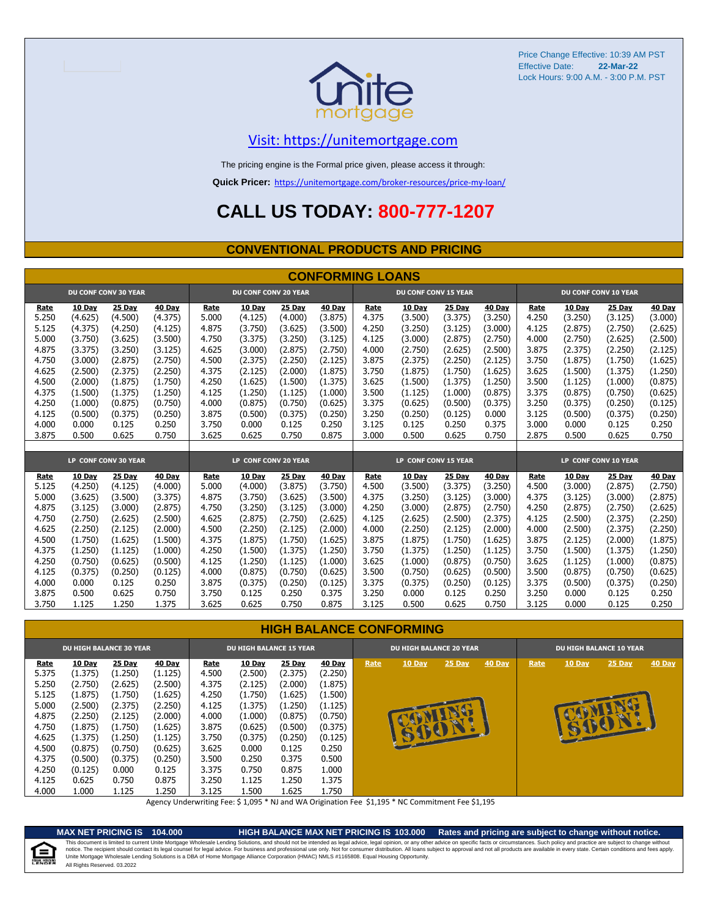Price Change Effective: 10:39 AM PST
Effective Date: **22-Mar-22**
Lock Hours: 9:00 A.M. - 3:00 P.M. PST

Visit: https://unitemortgage.com

The pricing engine is the Formal price given, please access it through:

**Quick Pricer:** https://unitemortgage.com/broker-resources/price-my-loan/

# CALL US TODAY: 800-777-1207

## CONVENTIONAL PRODUCTS AND PRICING

### CONFORMING LOANS

| DU CONF CONV 30 YEAR | | | | DU CONF CONV 20 YEAR | | | | DU CONF CONV 15 YEAR | | | | DU CONF CONV 10 YEAR | | | |
|---|---|---|---|---|---|---|---|---|---|---|---|---|---|---|---|
| Rate | 10 Day | 25 Day | 40 Day | Rate | 10 Day | 25 Day | 40 Day | Rate | 10 Day | 25 Day | 40 Day | Rate | 10 Day | 25 Day | 40 Day |
| 5.250 | (4.625) | (4.500) | (4.375) | 5.000 | (4.125) | (4.000) | (3.875) | 4.375 | (3.500) | (3.375) | (3.250) | 4.250 | (3.250) | (3.125) | (3.000) |
| 5.125 | (4.375) | (4.250) | (4.125) | 4.875 | (3.750) | (3.625) | (3.500) | 4.250 | (3.250) | (3.125) | (3.000) | 4.125 | (2.875) | (2.750) | (2.625) |
| 5.000 | (3.750) | (3.625) | (3.500) | 4.750 | (3.375) | (3.250) | (3.125) | 4.125 | (3.000) | (2.875) | (2.750) | 4.000 | (2.750) | (2.625) | (2.500) |
| 4.875 | (3.375) | (3.250) | (3.125) | 4.625 | (3.000) | (2.875) | (2.750) | 4.000 | (2.750) | (2.625) | (2.500) | 3.875 | (2.375) | (2.250) | (2.125) |
| 4.750 | (3.000) | (2.875) | (2.750) | 4.500 | (2.375) | (2.250) | (2.125) | 3.875 | (2.375) | (2.250) | (2.125) | 3.750 | (1.875) | (1.750) | (1.625) |
| 4.625 | (2.500) | (2.375) | (2.250) | 4.375 | (2.125) | (2.000) | (1.875) | 3.750 | (1.875) | (1.750) | (1.625) | 3.625 | (1.500) | (1.375) | (1.250) |
| 4.500 | (2.000) | (1.875) | (1.750) | 4.250 | (1.625) | (1.500) | (1.375) | 3.625 | (1.500) | (1.375) | (1.250) | 3.500 | (1.125) | (1.000) | (0.875) |
| 4.375 | (1.500) | (1.375) | (1.250) | 4.125 | (1.250) | (1.125) | (1.000) | 3.500 | (1.125) | (1.000) | (0.875) | 3.375 | (0.875) | (0.750) | (0.625) |
| 4.250 | (1.000) | (0.875) | (0.750) | 4.000 | (0.875) | (0.750) | (0.625) | 3.375 | (0.625) | (0.500) | (0.375) | 3.250 | (0.375) | (0.250) | (0.125) |
| 4.125 | (0.500) | (0.375) | (0.250) | 3.875 | (0.500) | (0.375) | (0.250) | 3.250 | (0.250) | (0.125) | 0.000 | 3.125 | (0.500) | (0.375) | (0.250) |
| 4.000 | 0.000 | 0.125 | 0.250 | 3.750 | 0.000 | 0.125 | 0.250 | 3.125 | 0.125 | 0.250 | 0.375 | 3.000 | 0.000 | 0.125 | 0.250 |
| 3.875 | 0.500 | 0.625 | 0.750 | 3.625 | 0.625 | 0.750 | 0.875 | 3.000 | 0.500 | 0.625 | 0.750 | 2.875 | 0.500 | 0.625 | 0.750 |

| LP CONF CONV 30 YEAR | | | | LP CONF CONV 20 YEAR | | | | LP CONF CONV 15 YEAR | | | | LP CONF CONV 10 YEAR | | | |
|---|---|---|---|---|---|---|---|---|---|---|---|---|---|---|---|
| Rate | 10 Day | 25 Day | 40 Day | Rate | 10 Day | 25 Day | 40 Day | Rate | 10 Day | 25 Day | 40 Day | Rate | 10 Day | 25 Day | 40 Day |
| 5.125 | (4.250) | (4.125) | (4.000) | 5.000 | (4.000) | (3.875) | (3.750) | 4.500 | (3.500) | (3.375) | (3.250) | 4.500 | (3.000) | (2.875) | (2.750) |
| 5.000 | (3.625) | (3.500) | (3.375) | 4.875 | (3.750) | (3.625) | (3.500) | 4.375 | (3.250) | (3.125) | (3.000) | 4.375 | (3.125) | (3.000) | (2.875) |
| 4.875 | (3.125) | (3.000) | (2.875) | 4.750 | (3.250) | (3.125) | (3.000) | 4.250 | (3.000) | (2.875) | (2.750) | 4.250 | (2.875) | (2.750) | (2.625) |
| 4.750 | (2.750) | (2.625) | (2.500) | 4.625 | (2.875) | (2.750) | (2.625) | 4.125 | (2.625) | (2.500) | (2.375) | 4.125 | (2.500) | (2.375) | (2.250) |
| 4.625 | (2.250) | (2.125) | (2.000) | 4.500 | (2.250) | (2.125) | (2.000) | 4.000 | (2.250) | (2.125) | (2.000) | 4.000 | (2.500) | (2.375) | (2.250) |
| 4.500 | (1.750) | (1.625) | (1.500) | 4.375 | (1.875) | (1.750) | (1.625) | 3.875 | (1.875) | (1.750) | (1.625) | 3.875 | (2.125) | (2.000) | (1.875) |
| 4.375 | (1.250) | (1.125) | (1.000) | 4.250 | (1.500) | (1.375) | (1.250) | 3.750 | (1.375) | (1.250) | (1.125) | 3.750 | (1.500) | (1.375) | (1.250) |
| 4.250 | (0.750) | (0.625) | (0.500) | 4.125 | (1.250) | (1.125) | (1.000) | 3.625 | (1.000) | (0.875) | (0.750) | 3.625 | (1.125) | (1.000) | (0.875) |
| 4.125 | (0.375) | (0.250) | (0.125) | 4.000 | (0.875) | (0.750) | (0.625) | 3.500 | (0.750) | (0.625) | (0.500) | 3.500 | (0.875) | (0.750) | (0.625) |
| 4.000 | 0.000 | 0.125 | 0.250 | 3.875 | (0.375) | (0.250) | (0.125) | 3.375 | (0.375) | (0.250) | (0.125) | 3.375 | (0.500) | (0.375) | (0.250) |
| 3.875 | 0.500 | 0.625 | 0.750 | 3.750 | 0.125 | 0.250 | 0.375 | 3.250 | 0.000 | 0.125 | 0.250 | 3.250 | 0.000 | 0.125 | 0.250 |
| 3.750 | 1.125 | 1.250 | 1.375 | 3.625 | 0.625 | 0.750 | 0.875 | 3.125 | 0.500 | 0.625 | 0.750 | 3.125 | 0.000 | 0.125 | 0.250 |

### HIGH BALANCE CONFORMING

| DU HIGH BALANCE 30 YEAR | | | | DU HIGH BALANCE 15 YEAR | | | | DU HIGH BALANCE 20 YEAR | | | | DU HIGH BALANCE 10 YEAR | | | |
|---|---|---|---|---|---|---|---|---|---|---|---|---|---|---|---|
| Rate | 10 Day | 25 Day | 40 Day | Rate | 10 Day | 25 Day | 40 Day | Rate | 10 Day | 25 Day | 40 Day | Rate | 10 Day | 25 Day | 40 Day |
| 5.375 | (1.375) | (1.250) | (1.125) | 4.500 | (2.500) | (2.375) | (2.250) | COMING SOON! | | | | COMING SOON! | | | |
| 5.250 | (2.750) | (2.625) | (2.500) | 4.375 | (2.125) | (2.000) | (1.875) | | | | | | | | |
| 5.125 | (1.875) | (1.750) | (1.625) | 4.250 | (1.750) | (1.625) | (1.500) | | | | | | | | |
| 5.000 | (2.500) | (2.375) | (2.250) | 4.125 | (1.375) | (1.250) | (1.125) | | | | | | | | |
| 4.875 | (2.250) | (2.125) | (2.000) | 4.000 | (1.000) | (0.875) | (0.750) | | | | | | | | |
| 4.750 | (1.875) | (1.750) | (1.625) | 3.875 | (0.625) | (0.500) | (0.375) | | | | | | | | |
| 4.625 | (1.375) | (1.250) | (1.125) | 3.750 | (0.375) | (0.250) | (0.125) | | | | | | | | |
| 4.500 | (0.875) | (0.750) | (0.625) | 3.625 | 0.000 | 0.125 | 0.250 | | | | | | | | |
| 4.375 | (0.500) | (0.375) | (0.250) | 3.500 | 0.250 | 0.375 | 0.500 | | | | | | | | |
| 4.250 | (0.125) | 0.000 | 0.125 | 3.375 | 0.750 | 0.875 | 1.000 | | | | | | | | |
| 4.125 | 0.625 | 0.750 | 0.875 | 3.250 | 1.125 | 1.250 | 1.375 | | | | | | | | |
| 4.000 | 1.000 | 1.125 | 1.250 | 3.125 | 1.500 | 1.625 | 1.750 | | | | | | | | |

Agency Underwriting Fee: $ 1,095 * NJ and WA Origination Fee $1,195 * NC Commitment Fee $1,195

**MAX NET PRICING IS 104.000** | **HIGH BALANCE MAX NET PRICING IS 103.000** | **Rates and pricing are subject to change without notice.**

This document is limited to current Unite Mortgage Wholesale Lending Solutions, and should not be intended as legal advice, legal opinion, or any other advice on specific facts or circumstances. Such policy and practice are subject to change without notice. The recipient should contact its legal counsel for legal advice. For business and professional use only. Not for consumer distribution. All loans subject to approval and not all products are available in every state. Certain conditions and fees apply. Unite Mortgage Wholesale Lending Solutions is a DBA of Home Mortgage Alliance Corporation (HMAC) NMLS #1165808. Equal Housing Opportunity.
All Rights Reserved. 03.2022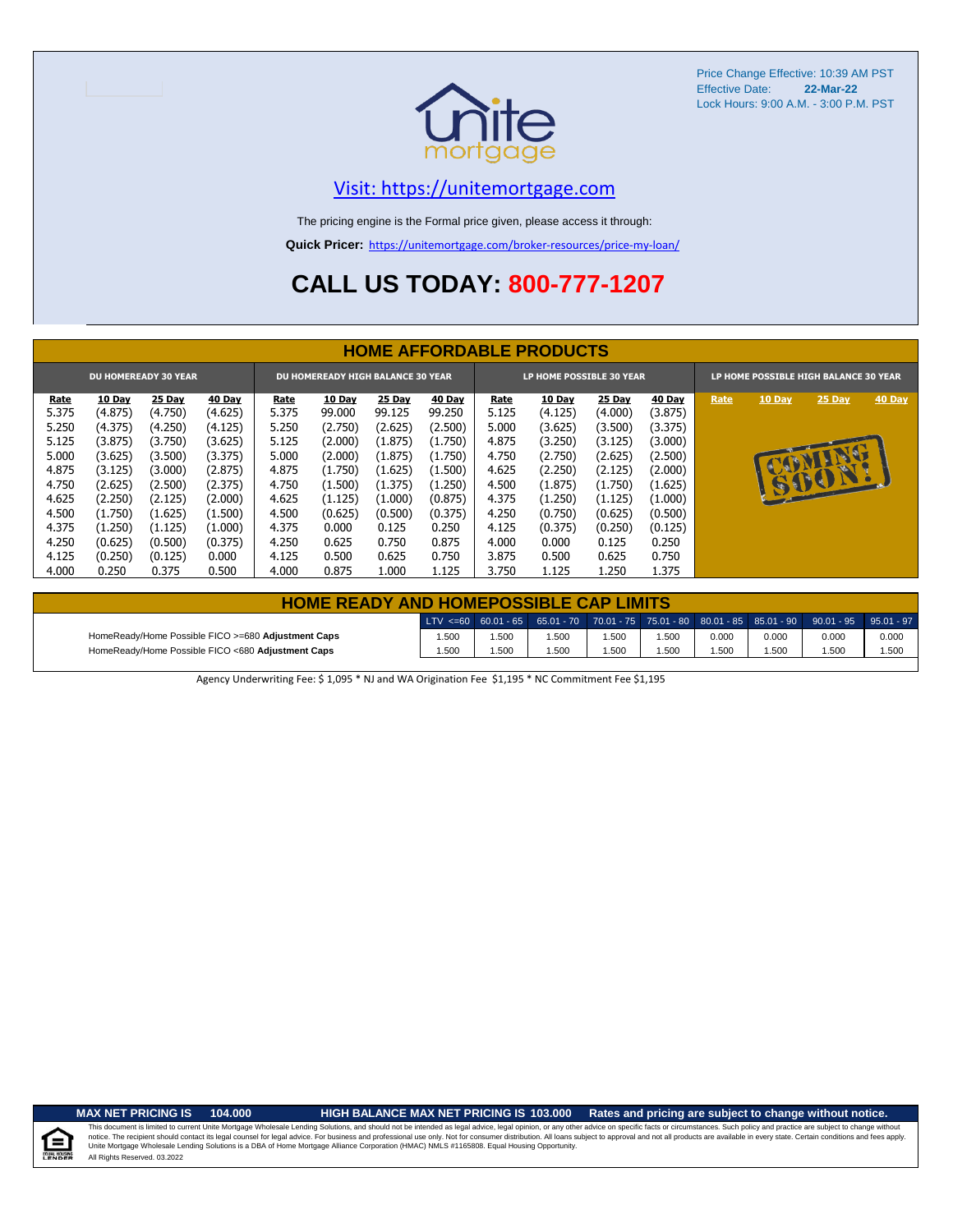Price Change Effective: 10:39 AM PST
Effective Date: **22-Mar-22**
Lock Hours: 9:00 A.M. - 3:00 P.M. PST

Visit: https://unitemortgage.com

The pricing engine is the Formal price given, please access it through:

**Quick Pricer:** https://unitemortgage.com/broker-resources/price-my-loan/

# CALL US TODAY: 800-777-1207

## HOME AFFORDABLE PRODUCTS

| DU HOMEREADY 30 YEAR | | | | DU HOMEREADY HIGH BALANCE 30 YEAR | | | | LP HOME POSSIBLE 30 YEAR | | | | LP HOME POSSIBLE HIGH BALANCE 30 YEAR | | | |
|---|---|---|---|---|---|---|---|---|---|---|---|---|---|---|---|
| Rate | 10 Day | 25 Day | 40 Day | Rate | 10 Day | 25 Day | 40 Day | Rate | 10 Day | 25 Day | 40 Day | Rate | 10 Day | 25 Day | 40 Day |
| 5.375 | (4.875) | (4.750) | (4.625) | 5.375 | 99.000 | 99.125 | 99.250 | 5.125 | (4.125) | (4.000) | (3.875) | COMING SOON! | | | |
| 5.250 | (4.375) | (4.250) | (4.125) | 5.250 | (2.750) | (2.625) | (2.500) | 5.000 | (3.625) | (3.500) | (3.375) | | | | |
| 5.125 | (3.875) | (3.750) | (3.625) | 5.125 | (2.000) | (1.875) | (1.750) | 4.875 | (3.250) | (3.125) | (3.000) | | | | |
| 5.000 | (3.625) | (3.500) | (3.375) | 5.000 | (2.000) | (1.875) | (1.750) | 4.750 | (2.750) | (2.625) | (2.500) | | | | |
| 4.875 | (3.125) | (3.000) | (2.875) | 4.875 | (1.750) | (1.625) | (1.500) | 4.625 | (2.250) | (2.125) | (2.000) | | | | |
| 4.750 | (2.625) | (2.500) | (2.375) | 4.750 | (1.500) | (1.375) | (1.250) | 4.500 | (1.875) | (1.750) | (1.625) | | | | |
| 4.625 | (2.250) | (2.125) | (2.000) | 4.625 | (1.125) | (1.000) | (0.875) | 4.375 | (1.250) | (1.125) | (1.000) | | | | |
| 4.500 | (1.750) | (1.625) | (1.500) | 4.500 | (0.625) | (0.500) | (0.375) | 4.250 | (0.750) | (0.625) | (0.500) | | | | |
| 4.375 | (1.250) | (1.125) | (1.000) | 4.375 | 0.000 | 0.125 | 0.250 | 4.125 | (0.375) | (0.250) | (0.125) | | | | |
| 4.250 | (0.625) | (0.500) | (0.375) | 4.250 | 0.625 | 0.750 | 0.875 | 4.000 | 0.000 | 0.125 | 0.250 | | | | |
| 4.125 | (0.250) | (0.125) | 0.000 | 4.125 | 0.500 | 0.625 | 0.750 | 3.875 | 0.500 | 0.625 | 0.750 | | | | |
| 4.000 | 0.250 | 0.375 | 0.500 | 4.000 | 0.875 | 1.000 | 1.125 | 3.750 | 1.125 | 1.250 | 1.375 | | | | |

## HOME READY AND HOMEPOSSIBLE CAP LIMITS

| | LTV <=60 | 60.01 - 65 | 65.01 - 70 | 70.01 - 75 | 75.01 - 80 | 80.01 - 85 | 85.01 - 90 | 90.01 - 95 | 95.01 - 97 |
|---|---|---|---|---|---|---|---|---|---|
| HomeReady/Home Possible FICO >=680 **Adjustment Caps** | 1.500 | 1.500 | 1.500 | 1.500 | 1.500 | 0.000 | 0.000 | 0.000 | 0.000 |
| HomeReady/Home Possible FICO <680 **Adjustment Caps** | 1.500 | 1.500 | 1.500 | 1.500 | 1.500 | 1.500 | 1.500 | 1.500 | 1.500 |

Agency Underwriting Fee: $ 1,095 * NJ and WA Origination Fee $1,195 * NC Commitment Fee $1,195

**MAX NET PRICING IS 104.000** **HIGH BALANCE MAX NET PRICING IS 103.000** **Rates and pricing are subject to change without notice.**

This document is limited to current Unite Mortgage Wholesale Lending Solutions, and should not be intended as legal advice, legal opinion, or any other advice on specific facts or circumstances. Such policy and practice are subject to change without notice. The recipient should contact its legal counsel for legal advice. For business and professional use only. Not for consumer distribution. All loans subject to approval and not all products are available in every state. Certain conditions and fees apply. Unite Mortgage Wholesale Lending Solutions is a DBA of Home Mortgage Alliance Corporation (HMAC) NMLS #1165808. Equal Housing Opportunity.
All Rights Reserved. 03.2022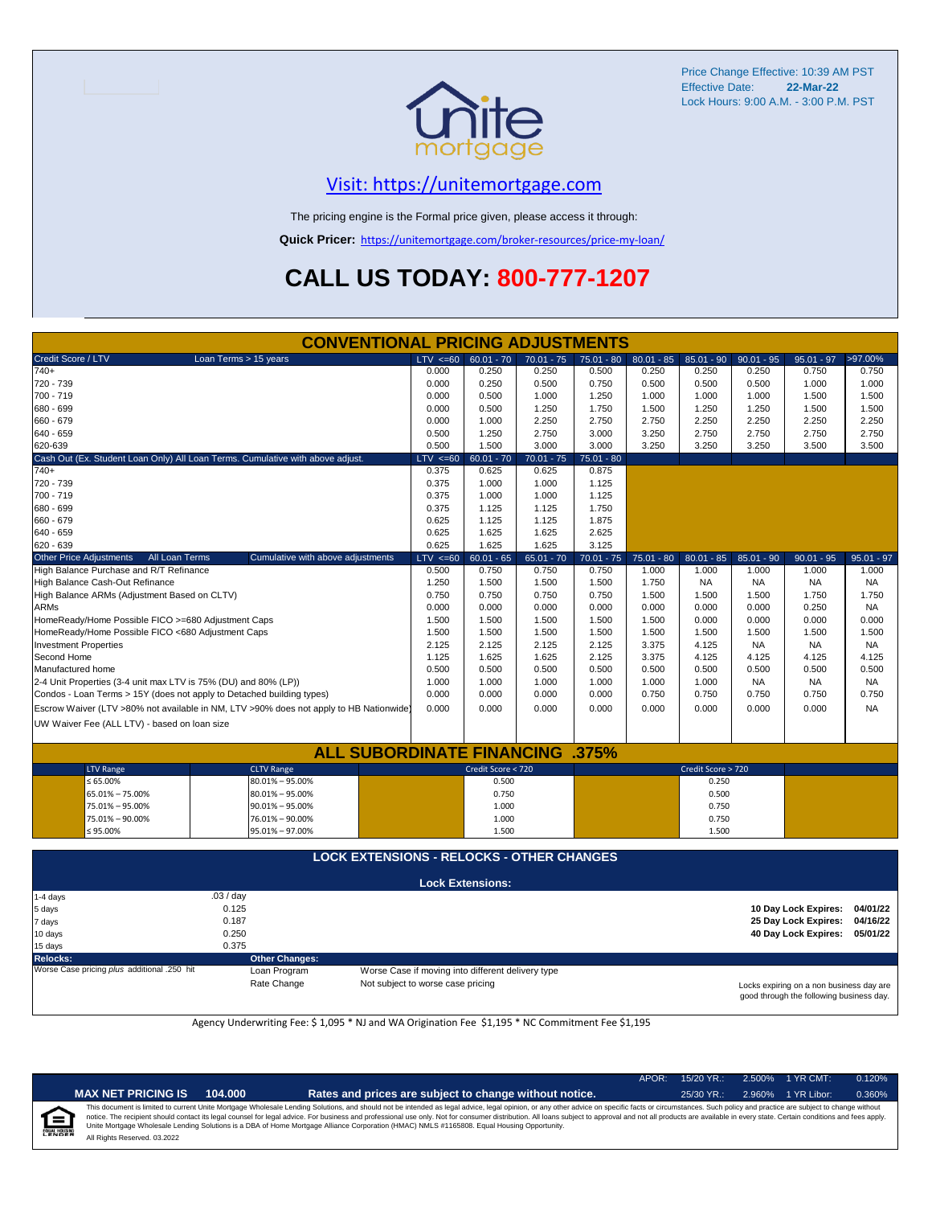Price Change Effective: 10:39 AM PST
Effective Date: **22-Mar-22**
Lock Hours: 9:00 A.M. - 3:00 P.M. PST

## Visit: https://unitemortgage.com

The pricing engine is the Formal price given, please access it through:

**Quick Pricer:** https://unitemortgage.com/broker-resources/price-my-loan/

# CALL US TODAY: 800-777-1207

## CONVENTIONAL PRICING ADJUSTMENTS

| Credit Score / LTV — Loan Terms > 15 years | LTV <=60 | 60.01 - 70 | 70.01 - 75 | 75.01 - 80 | 80.01 - 85 | 85.01 - 90 | 90.01 - 95 | 95.01 - 97 | >97.00% |
|---|---|---|---|---|---|---|---|---|---|
| 740+ | 0.000 | 0.250 | 0.250 | 0.500 | 0.250 | 0.250 | 0.250 | 0.750 | 0.750 |
| 720 - 739 | 0.000 | 0.250 | 0.500 | 0.750 | 0.500 | 0.500 | 0.500 | 1.000 | 1.000 |
| 700 - 719 | 0.000 | 0.500 | 1.000 | 1.250 | 1.000 | 1.000 | 1.000 | 1.500 | 1.500 |
| 680 - 699 | 0.000 | 0.500 | 1.250 | 1.750 | 1.500 | 1.250 | 1.250 | 1.500 | 1.500 |
| 660 - 679 | 0.000 | 1.000 | 2.250 | 2.750 | 2.750 | 2.250 | 2.250 | 2.250 | 2.250 |
| 640 - 659 | 0.500 | 1.250 | 2.750 | 3.000 | 3.250 | 2.750 | 2.750 | 2.750 | 2.750 |
| 620-639 | 0.500 | 1.500 | 3.000 | 3.000 | 3.250 | 3.250 | 3.250 | 3.500 | 3.500 |

| Cash Out (Ex. Student Loan Only) All Loan Terms. Cumulative with above adjust. | LTV <=60 | 60.01 - 70 | 70.01 - 75 | 75.01 - 80 |
|---|---|---|---|---|
| 740+ | 0.375 | 0.625 | 0.625 | 0.875 |
| 720 - 739 | 0.375 | 1.000 | 1.000 | 1.125 |
| 700 - 719 | 0.375 | 1.000 | 1.000 | 1.125 |
| 680 - 699 | 0.375 | 1.125 | 1.125 | 1.750 |
| 660 - 679 | 0.625 | 1.125 | 1.125 | 1.875 |
| 640 - 659 | 0.625 | 1.625 | 1.625 | 2.625 |
| 620 - 639 | 0.625 | 1.625 | 1.625 | 3.125 |

| Other Price Adjustments — All Loan Terms — Cumulative with above adjustments | LTV <=60 | 60.01 - 65 | 65.01 - 70 | 70.01 - 75 | 75.01 - 80 | 80.01 - 85 | 85.01 - 90 | 90.01 - 95 | 95.01 - 97 |
|---|---|---|---|---|---|---|---|---|---|
| High Balance Purchase and R/T Refinance | 0.500 | 0.750 | 0.750 | 0.750 | 1.000 | 1.000 | 1.000 | 1.000 | 1.000 |
| High Balance Cash-Out Refinance | 1.250 | 1.500 | 1.500 | 1.500 | 1.750 | NA | NA | NA | NA |
| High Balance ARMs (Adjustment Based on CLTV) | 0.750 | 0.750 | 0.750 | 0.750 | 1.500 | 1.500 | 1.500 | 1.750 | 1.750 |
| ARMs | 0.000 | 0.000 | 0.000 | 0.000 | 0.000 | 0.000 | 0.000 | 0.250 | NA |
| HomeReady/Home Possible FICO >=680 Adjustment Caps | 1.500 | 1.500 | 1.500 | 1.500 | 1.500 | 0.000 | 0.000 | 0.000 | 0.000 |
| HomeReady/Home Possible FICO <680 Adjustment Caps | 1.500 | 1.500 | 1.500 | 1.500 | 1.500 | 1.500 | 1.500 | 1.500 | 1.500 |
| Investment Properties | 2.125 | 2.125 | 2.125 | 2.125 | 3.375 | 4.125 | NA | NA | NA |
| Second Home | 1.125 | 1.625 | 1.625 | 2.125 | 3.375 | 4.125 | 4.125 | 4.125 | 4.125 |
| Manufactured home | 0.500 | 0.500 | 0.500 | 0.500 | 0.500 | 0.500 | 0.500 | 0.500 | 0.500 |
| 2-4 Unit Properties (3-4 unit max LTV is 75% (DU) and 80% (LP)) | 1.000 | 1.000 | 1.000 | 1.000 | 1.000 | 1.000 | NA | NA | NA |
| Condos - Loan Terms > 15Y (does not apply to Detached building types) | 0.000 | 0.000 | 0.000 | 0.000 | 0.750 | 0.750 | 0.750 | 0.750 | 0.750 |
| Escrow Waiver (LTV >80% not available in NM, LTV >90% does not apply to HB Nationwide) | 0.000 | 0.000 | 0.000 | 0.000 | 0.000 | 0.000 | 0.000 | 0.000 | NA |
| UW Waiver Fee (ALL LTV) - based on loan size | | | | | | | | | |

## ALL SUBORDINATE FINANCING .375%

| LTV Range | CLTV Range | Credit Score < 720 | Credit Score > 720 |
|---|---|---|---|
| ≤ 65.00% | 80.01% – 95.00% | 0.500 | 0.250 |
| 65.01% – 75.00% | 80.01% – 95.00% | 0.750 | 0.500 |
| 75.01% – 95.00% | 90.01% – 95.00% | 1.000 | 0.750 |
| 75.01% – 90.00% | 76.01% – 90.00% | 1.000 | 0.750 |
| ≤ 95.00% | 95.01% – 97.00% | 1.500 | 1.500 |

## LOCK EXTENSIONS - RELOCKS - OTHER CHANGES

### Lock Extensions:

| | |
|---|---|
| 1-4 days | .03 / day |
| 5 days | 0.125 |
| 7 days | 0.187 |
| 10 days | 0.250 |
| 15 days | 0.375 |

| | |
|---|---|
| 10 Day Lock Expires: | 04/01/22 |
| 25 Day Lock Expires: | 04/16/22 |
| 40 Day Lock Expires: | 05/01/22 |

**Relocks:**

Worse Case pricing *plus* additional .250 hit

**Other Changes:**

| | |
|---|---|
| Loan Program | Worse Case if moving into different delivery type |
| Rate Change | Not subject to worse case pricing |

Locks expiring on a non business day are good through the following business day.

Agency Underwriting Fee: $ 1,095 * NJ and WA Origination Fee $1,195 * NC Commitment Fee $1,195

| APOR: | 15/20 YR.: | 2.500% | 1 YR CMT: | 0.120% |
|---|---|---|---|---|
| | 25/30 YR.: | 2.960% | 1 YR Libor: | 0.360% |

**MAX NET PRICING IS 104.000** — **Rates and prices are subject to change without notice.**

This document is limited to current Unite Mortgage Wholesale Lending Solutions, and should not be intended as legal advice, legal opinion, or any other advice on specific facts or circumstances. Such policy and practice are subject to change without notice. The recipient should contact its legal counsel for legal advice. For business and professional use only. Not for consumer distribution. All loans subject to approval and not all products are available in every state. Certain conditions and fees apply. Unite Mortgage Wholesale Lending Solutions is a DBA of Home Mortgage Alliance Corporation (HMAC) NMLS #1165808. Equal Housing Opportunity.

All Rights Reserved. 03.2022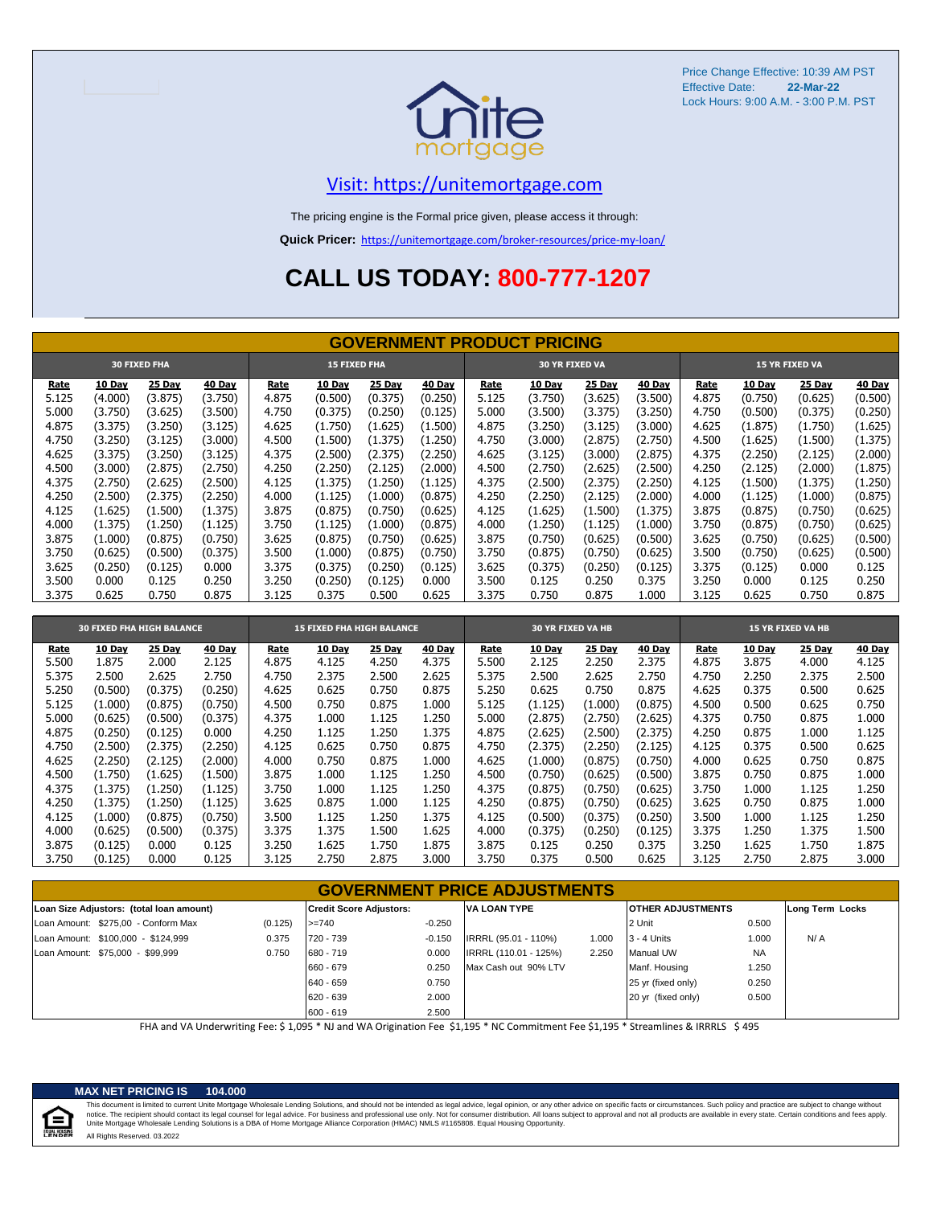Price Change Effective: 10:39 AM PST
Effective Date: **22-Mar-22**
Lock Hours: 9:00 A.M. - 3:00 P.M. PST

unite mortgage

[Visit: https://unitemortgage.com](https://unitemortgage.com)

The pricing engine is the Formal price given, please access it through:

**Quick Pricer:** https://unitemortgage.com/broker-resources/price-my-loan/

# CALL US TODAY: 800-777-1207

## GOVERNMENT PRODUCT PRICING

| 30 FIXED FHA | | | | 15 FIXED FHA | | | | 30 YR FIXED VA | | | | 15 YR FIXED VA | | | |
|---|---|---|---|---|---|---|---|---|---|---|---|---|---|---|---|
| Rate | 10 Day | 25 Day | 40 Day | Rate | 10 Day | 25 Day | 40 Day | Rate | 10 Day | 25 Day | 40 Day | Rate | 10 Day | 25 Day | 40 Day |
| 5.125 | (4.000) | (3.875) | (3.750) | 4.875 | (0.500) | (0.375) | (0.250) | 5.125 | (3.750) | (3.625) | (3.500) | 4.875 | (0.750) | (0.625) | (0.500) |
| 5.000 | (3.750) | (3.625) | (3.500) | 4.750 | (0.375) | (0.250) | (0.125) | 5.000 | (3.500) | (3.375) | (3.250) | 4.750 | (0.500) | (0.375) | (0.250) |
| 4.875 | (3.375) | (3.250) | (3.125) | 4.625 | (1.750) | (1.625) | (1.500) | 4.875 | (3.250) | (3.125) | (3.000) | 4.625 | (1.875) | (1.750) | (1.625) |
| 4.750 | (3.250) | (3.125) | (3.000) | 4.500 | (1.500) | (1.375) | (1.250) | 4.750 | (3.000) | (2.875) | (2.750) | 4.500 | (1.625) | (1.500) | (1.375) |
| 4.625 | (3.375) | (3.250) | (3.125) | 4.375 | (2.500) | (2.375) | (2.250) | 4.625 | (3.125) | (3.000) | (2.875) | 4.375 | (2.250) | (2.125) | (2.000) |
| 4.500 | (3.000) | (2.875) | (2.750) | 4.250 | (2.250) | (2.125) | (2.000) | 4.500 | (2.750) | (2.625) | (2.500) | 4.250 | (2.125) | (2.000) | (1.875) |
| 4.375 | (2.750) | (2.625) | (2.500) | 4.125 | (1.375) | (1.250) | (1.125) | 4.375 | (2.500) | (2.375) | (2.250) | 4.125 | (1.500) | (1.375) | (1.250) |
| 4.250 | (2.500) | (2.375) | (2.250) | 4.000 | (1.125) | (1.000) | (0.875) | 4.250 | (2.250) | (2.125) | (2.000) | 4.000 | (1.125) | (1.000) | (0.875) |
| 4.125 | (1.625) | (1.500) | (1.375) | 3.875 | (0.875) | (0.750) | (0.625) | 4.125 | (1.625) | (1.500) | (1.375) | 3.875 | (0.875) | (0.750) | (0.625) |
| 4.000 | (1.375) | (1.250) | (1.125) | 3.750 | (1.125) | (1.000) | (0.875) | 4.000 | (1.250) | (1.125) | (1.000) | 3.750 | (0.875) | (0.750) | (0.625) |
| 3.875 | (1.000) | (0.875) | (0.750) | 3.625 | (0.875) | (0.750) | (0.625) | 3.875 | (0.750) | (0.625) | (0.500) | 3.625 | (0.750) | (0.625) | (0.500) |
| 3.750 | (0.625) | (0.500) | (0.375) | 3.500 | (1.000) | (0.875) | (0.750) | 3.750 | (0.875) | (0.750) | (0.625) | 3.500 | (0.750) | (0.625) | (0.500) |
| 3.625 | (0.250) | (0.125) | 0.000 | 3.375 | (0.375) | (0.250) | (0.125) | 3.625 | (0.375) | (0.250) | (0.125) | 3.375 | (0.125) | 0.000 | 0.125 |
| 3.500 | 0.000 | 0.125 | 0.250 | 3.250 | (0.250) | (0.125) | 0.000 | 3.500 | 0.125 | 0.250 | 0.375 | 3.250 | 0.000 | 0.125 | 0.250 |
| 3.375 | 0.625 | 0.750 | 0.875 | 3.125 | 0.375 | 0.500 | 0.625 | 3.375 | 0.750 | 0.875 | 1.000 | 3.125 | 0.625 | 0.750 | 0.875 |

| 30 FIXED FHA HIGH BALANCE | | | | 15 FIXED FHA HIGH BALANCE | | | | 30 YR FIXED VA HB | | | | 15 YR FIXED VA HB | | | |
|---|---|---|---|---|---|---|---|---|---|---|---|---|---|---|---|
| Rate | 10 Day | 25 Day | 40 Day | Rate | 10 Day | 25 Day | 40 Day | Rate | 10 Day | 25 Day | 40 Day | Rate | 10 Day | 25 Day | 40 Day |
| 5.500 | 1.875 | 2.000 | 2.125 | 4.875 | 4.125 | 4.250 | 4.375 | 5.500 | 2.125 | 2.250 | 2.375 | 4.875 | 3.875 | 4.000 | 4.125 |
| 5.375 | 2.500 | 2.625 | 2.750 | 4.750 | 2.375 | 2.500 | 2.625 | 5.375 | 2.500 | 2.625 | 2.750 | 4.750 | 2.250 | 2.375 | 2.500 |
| 5.250 | (0.500) | (0.375) | (0.250) | 4.625 | 0.625 | 0.750 | 0.875 | 5.250 | 0.625 | 0.750 | 0.875 | 4.625 | 0.375 | 0.500 | 0.625 |
| 5.125 | (1.000) | (0.875) | (0.750) | 4.500 | 0.750 | 0.875 | 1.000 | 5.125 | (1.125) | (1.000) | (0.875) | 4.500 | 0.500 | 0.625 | 0.750 |
| 5.000 | (0.625) | (0.500) | (0.375) | 4.375 | 1.000 | 1.125 | 1.250 | 5.000 | (2.875) | (2.750) | (2.625) | 4.375 | 0.750 | 0.875 | 1.000 |
| 4.875 | (0.250) | (0.125) | 0.000 | 4.250 | 1.125 | 1.250 | 1.375 | 4.875 | (2.625) | (2.500) | (2.375) | 4.250 | 0.875 | 1.000 | 1.125 |
| 4.750 | (2.500) | (2.375) | (2.250) | 4.125 | 0.625 | 0.750 | 0.875 | 4.750 | (2.375) | (2.250) | (2.125) | 4.125 | 0.375 | 0.500 | 0.625 |
| 4.625 | (2.250) | (2.125) | (2.000) | 4.000 | 0.750 | 0.875 | 1.000 | 4.625 | (1.000) | (0.875) | (0.750) | 4.000 | 0.625 | 0.750 | 0.875 |
| 4.500 | (1.750) | (1.625) | (1.500) | 3.875 | 1.000 | 1.125 | 1.250 | 4.500 | (0.750) | (0.625) | (0.500) | 3.875 | 0.750 | 0.875 | 1.000 |
| 4.375 | (1.375) | (1.250) | (1.125) | 3.750 | 1.000 | 1.125 | 1.250 | 4.375 | (0.875) | (0.750) | (0.625) | 3.750 | 1.000 | 1.125 | 1.250 |
| 4.250 | (1.375) | (1.250) | (1.125) | 3.625 | 0.875 | 1.000 | 1.125 | 4.250 | (0.875) | (0.750) | (0.625) | 3.625 | 0.750 | 0.875 | 1.000 |
| 4.125 | (1.000) | (0.875) | (0.750) | 3.500 | 1.125 | 1.250 | 1.375 | 4.125 | (0.500) | (0.375) | (0.250) | 3.500 | 1.000 | 1.125 | 1.250 |
| 4.000 | (0.625) | (0.500) | (0.375) | 3.375 | 1.375 | 1.500 | 1.625 | 4.000 | (0.375) | (0.250) | (0.125) | 3.375 | 1.250 | 1.375 | 1.500 |
| 3.875 | (0.125) | 0.000 | 0.125 | 3.250 | 1.625 | 1.750 | 1.875 | 3.875 | 0.125 | 0.250 | 0.375 | 3.250 | 1.625 | 1.750 | 1.875 |
| 3.750 | (0.125) | 0.000 | 0.125 | 3.125 | 2.750 | 2.875 | 3.000 | 3.750 | 0.375 | 0.500 | 0.625 | 3.125 | 2.750 | 2.875 | 3.000 |

## GOVERNMENT PRICE ADJUSTMENTS

| Loan Size Adjustors: (total loan amount) | | Credit Score Adjustors: | | VA LOAN TYPE | | OTHER ADJUSTMENTS | | Long Term Locks |
|---|---|---|---|---|---|---|---|---|
| Loan Amount: $275,00 - Conform Max | (0.125) | >=740 | -0.250 | | | 2 Unit | 0.500 | |
| Loan Amount: $100,000 - $124,999 | 0.375 | 720 - 739 | -0.150 | IRRRL (95.01 - 110%) | 1.000 | 3 - 4 Units | 1.000 | N/ A |
| Loan Amount: $75,000 - $99,999 | 0.750 | 680 - 719 | 0.000 | IRRRL (110.01 - 125%) | 2.250 | Manual UW | NA | |
| | | 660 - 679 | 0.250 | Max Cash out 90% LTV | | Manf. Housing | 1.250 | |
| | | 640 - 659 | 0.750 | | | 25 yr (fixed only) | 0.250 | |
| | | 620 - 639 | 2.000 | | | 20 yr (fixed only) | 0.500 | |
| | | 600 - 619 | 2.500 | | | | | |

FHA and VA Underwriting Fee: $ 1,095 * NJ and WA Origination Fee $1,195 * NC Commitment Fee $1,195 * Streamlines & IRRRLS $ 495

**MAX NET PRICING IS 104.000**

This document is limited to current Unite Mortgage Wholesale Lending Solutions, and should not be intended as legal advice, legal opinion, or any other advice on specific facts or circumstances. Such policy and practice are subject to change without notice. The recipient should contact its legal counsel for legal advice. For business and professional use only. Not for consumer distribution. All loans subject to approval and not all products are available in every state. Certain conditions and fees apply. Unite Mortgage Wholesale Lending Solutions is a DBA of Home Mortgage Alliance Corporation (HMAC) NMLS #1165808. Equal Housing Opportunity.

All Rights Reserved. 03.2022